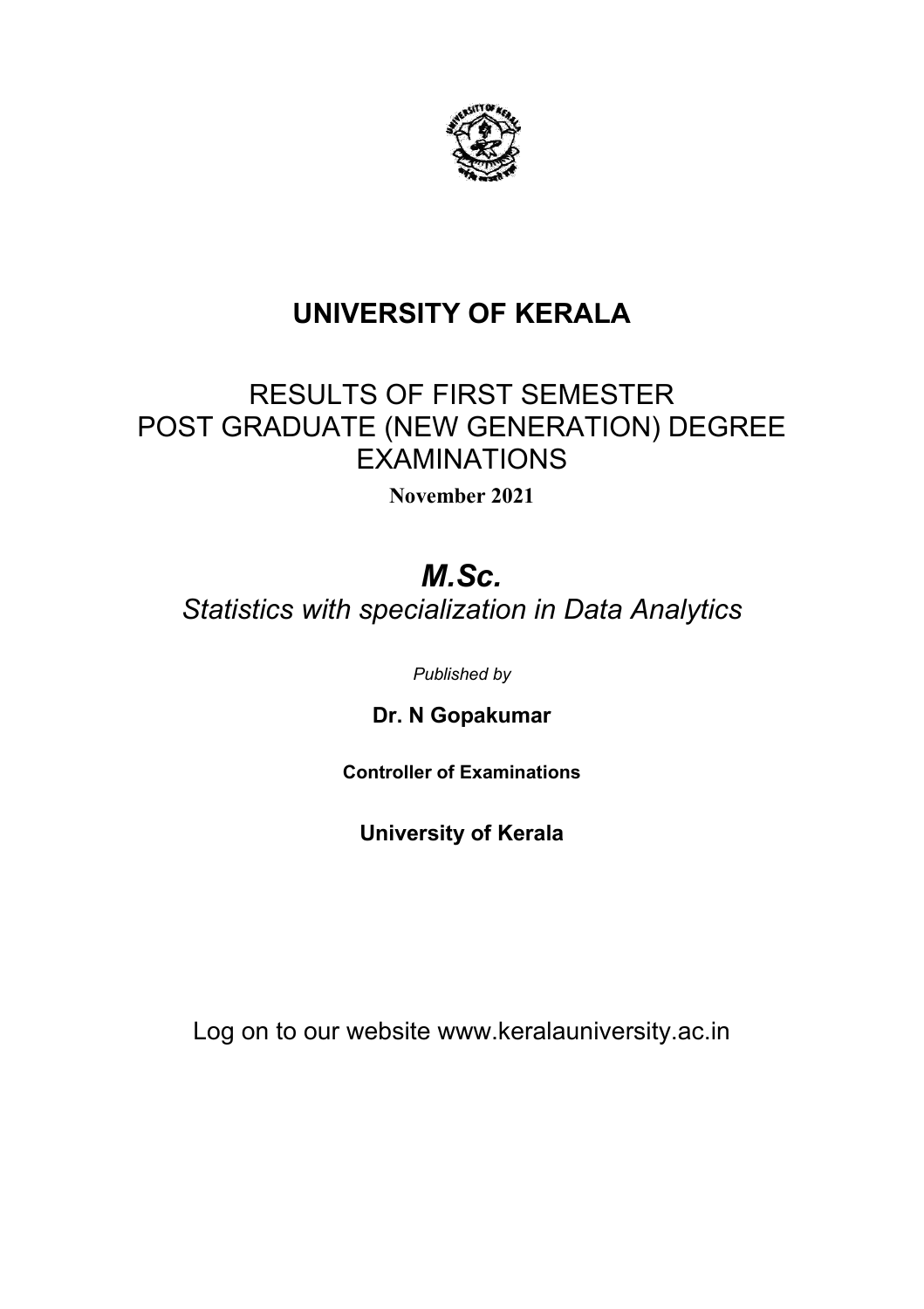# UNIVERSITY OF KERALA

RESULTS OF FIRST SEMESTER
POST GRADUATE (NEW GENERATION) DEGREE EXAMINATIONS

**November 2021**

## *M.Sc.*

*Statistics with specialization in Data Analytics*

*Published by*

**Dr. N Gopakumar**

**Controller of Examinations**

**University of Kerala**

Log on to our website www.keralauniversity.ac.in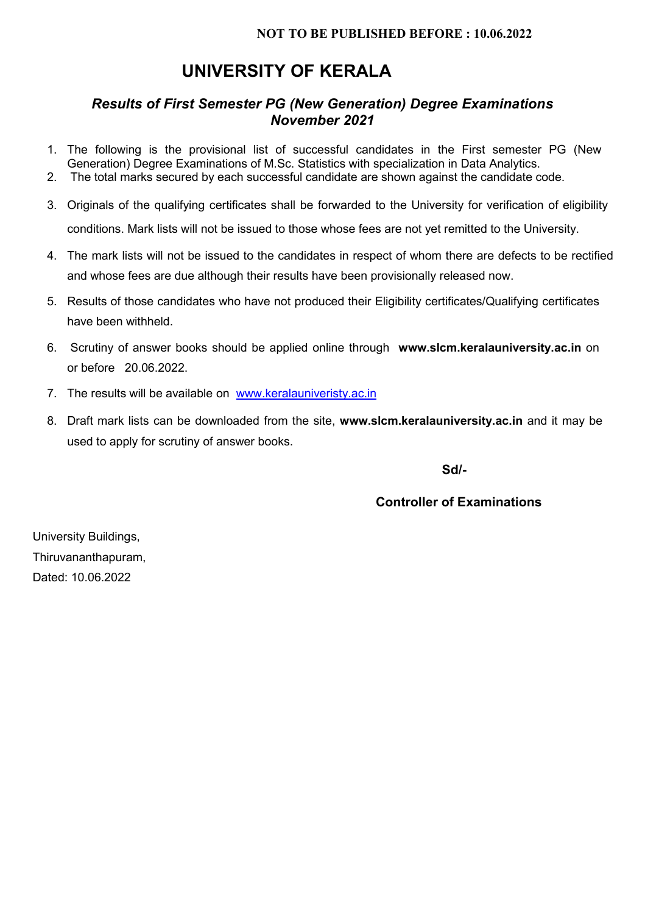**NOT TO BE PUBLISHED BEFORE : 10.06.2022**

# UNIVERSITY OF KERALA

## *Results of First Semester PG (New Generation) Degree Examinations November 2021*

1. The following is the provisional list of successful candidates in the First semester PG (New Generation) Degree Examinations of M.Sc. Statistics with specialization in Data Analytics.
2. The total marks secured by each successful candidate are shown against the candidate code.
3. Originals of the qualifying certificates shall be forwarded to the University for verification of eligibility conditions. Mark lists will not be issued to those whose fees are not yet remitted to the University.
4. The mark lists will not be issued to the candidates in respect of whom there are defects to be rectified and whose fees are due although their results have been provisionally released now.
5. Results of those candidates who have not produced their Eligibility certificates/Qualifying certificates have been withheld.
6. Scrutiny of answer books should be applied online through **www.slcm.keralauniversity.ac.in** on or before 20.06.2022.
7. The results will be available on www.keralauniveristy.ac.in
8. Draft mark lists can be downloaded from the site, **www.slcm.keralauniversity.ac.in** and it may be used to apply for scrutiny of answer books.

**Sd/-**

**Controller of Examinations**

University Buildings,
Thiruvananthapuram,
Dated: 10.06.2022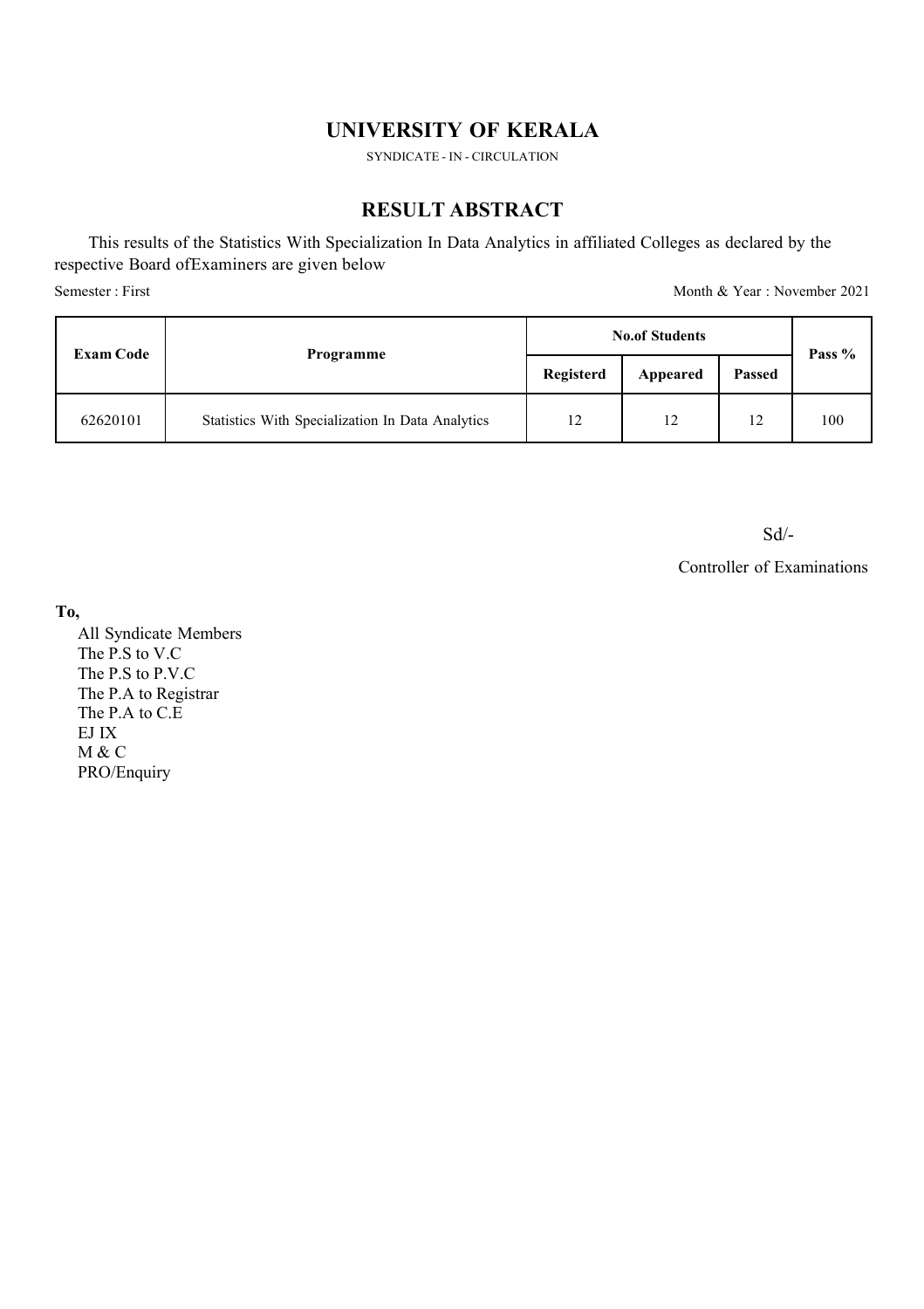# UNIVERSITY OF KERALA

SYNDICATE - IN - CIRCULATION

## RESULT ABSTRACT

This results of the Statistics With Specialization In Data Analytics in affiliated Colleges as declared by the respective Board ofExaminers are given below

Semester : First

Month & Year : November 2021

| Exam Code | Programme | No.of Students | | | Pass % |
|---|---|---|---|---|---|
| | | Registerd | Appeared | Passed | |
| 62620101 | Statistics With Specialization In Data Analytics | 12 | 12 | 12 | 100 |

Sd/-

Controller of Examinations

**To,**

All Syndicate Members
The P.S to V.C
The P.S to P.V.C
The P.A to Registrar
The P.A to C.E
EJ IX
M & C
PRO/Enquiry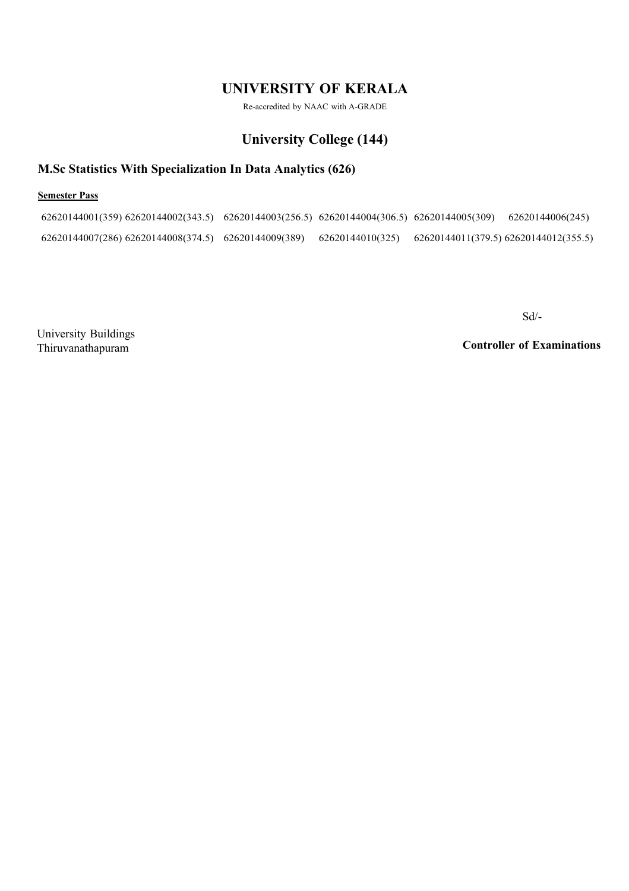# UNIVERSITY OF KERALA

Re-accredited by NAAC with A-GRADE

## University College (144)

### M.Sc Statistics With Specialization In Data Analytics (626)

**Semester Pass**

62620144001(359) 62620144002(343.5) 62620144003(256.5) 62620144004(306.5) 62620144005(309) 62620144006(245)
62620144007(286) 62620144008(374.5) 62620144009(389) 62620144010(325) 62620144011(379.5) 62620144012(355.5)

Sd/-

University Buildings
Thiruvanathapuram

**Controller of Examinations**